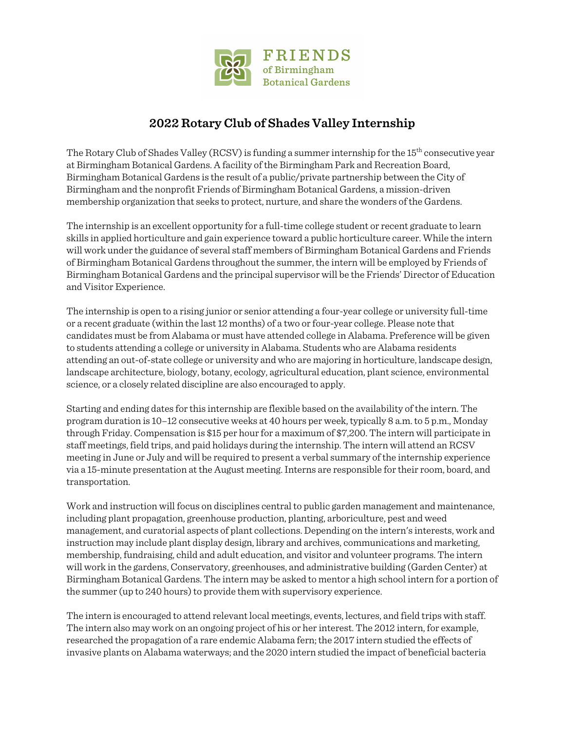FRIENDS of Birmingham Botanical Gardens

## 2022 Rotary Club of Shades Valley Internship

The Rotary Club of Shades Valley (RCSV) is funding a summer internship for the 15th consecutive year at Birmingham Botanical Gardens. A facility of the Birmingham Park and Recreation Board, Birmingham Botanical Gardens is the result of a public/private partnership between the City of Birmingham and the nonprofit Friends of Birmingham Botanical Gardens, a mission-driven membership organization that seeks to protect, nurture, and share the wonders of the Gardens.

The internship is an excellent opportunity for a full-time college student or recent graduate to learn skills in applied horticulture and gain experience toward a public horticulture career. While the intern will work under the guidance of several staff members of Birmingham Botanical Gardens and Friends of Birmingham Botanical Gardens throughout the summer, the intern will be employed by Friends of Birmingham Botanical Gardens and the principal supervisor will be the Friends' Director of Education and Visitor Experience.

The internship is open to a rising junior or senior attending a four-year college or university full-time or a recent graduate (within the last 12 months) of a two or four-year college. Please note that candidates must be from Alabama or must have attended college in Alabama. Preference will be given to students attending a college or university in Alabama. Students who are Alabama residents attending an out-of-state college or university and who are majoring in horticulture, landscape design, landscape architecture, biology, botany, ecology, agricultural education, plant science, environmental science, or a closely related discipline are also encouraged to apply.

Starting and ending dates for this internship are flexible based on the availability of the intern. The program duration is 10–12 consecutive weeks at 40 hours per week, typically 8 a.m. to 5 p.m., Monday through Friday. Compensation is $15 per hour for a maximum of $7,200. The intern will participate in staff meetings, field trips, and paid holidays during the internship. The intern will attend an RCSV meeting in June or July and will be required to present a verbal summary of the internship experience via a 15-minute presentation at the August meeting. Interns are responsible for their room, board, and transportation.

Work and instruction will focus on disciplines central to public garden management and maintenance, including plant propagation, greenhouse production, planting, arboriculture, pest and weed management, and curatorial aspects of plant collections. Depending on the intern's interests, work and instruction may include plant display design, library and archives, communications and marketing, membership, fundraising, child and adult education, and visitor and volunteer programs. The intern will work in the gardens, Conservatory, greenhouses, and administrative building (Garden Center) at Birmingham Botanical Gardens. The intern may be asked to mentor a high school intern for a portion of the summer (up to 240 hours) to provide them with supervisory experience.

The intern is encouraged to attend relevant local meetings, events, lectures, and field trips with staff. The intern also may work on an ongoing project of his or her interest. The 2012 intern, for example, researched the propagation of a rare endemic Alabama fern; the 2017 intern studied the effects of invasive plants on Alabama waterways; and the 2020 intern studied the impact of beneficial bacteria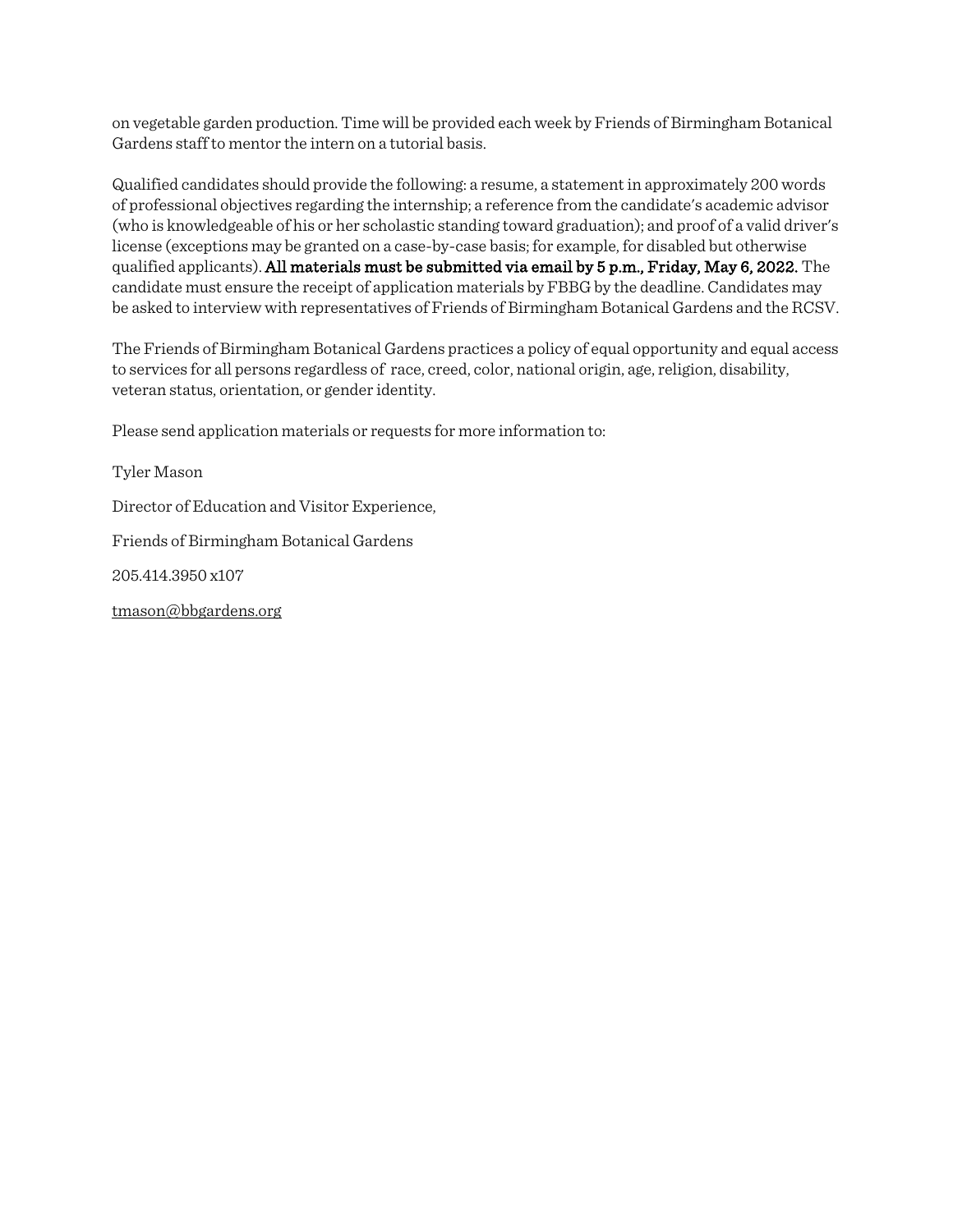on vegetable garden production. Time will be provided each week by Friends of Birmingham Botanical Gardens staff to mentor the intern on a tutorial basis.

Qualified candidates should provide the following: a resume, a statement in approximately 200 words of professional objectives regarding the internship; a reference from the candidate's academic advisor (who is knowledgeable of his or her scholastic standing toward graduation); and proof of a valid driver's license (exceptions may be granted on a case-by-case basis; for example, for disabled but otherwise qualified applicants). **All materials must be submitted via email by 5 p.m., Friday, May 6, 2022.** The candidate must ensure the receipt of application materials by FBBG by the deadline. Candidates may be asked to interview with representatives of Friends of Birmingham Botanical Gardens and the RCSV.

The Friends of Birmingham Botanical Gardens practices a policy of equal opportunity and equal access to services for all persons regardless of race, creed, color, national origin, age, religion, disability, veteran status, orientation, or gender identity.

Please send application materials or requests for more information to:

Tyler Mason

Director of Education and Visitor Experience,

Friends of Birmingham Botanical Gardens

205.414.3950 x107

tmason@bbgardens.org